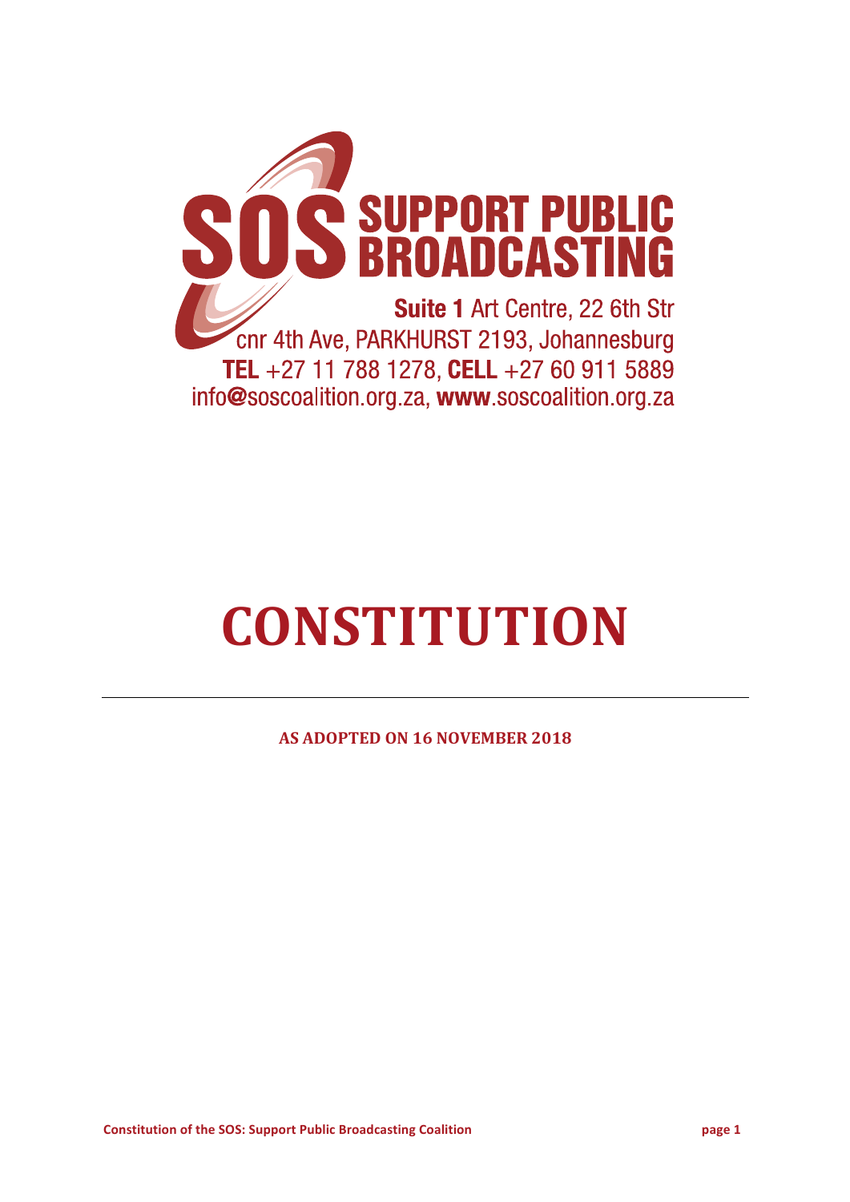**SOS SUPPORT PUBLIC BROADCASTING**

**Suite 1** Art Centre, 22 6th Str
cnr 4th Ave, PARKHURST 2193, Johannesburg
**TEL** +27 11 788 1278, **CELL** +27 60 911 5889
info@soscoalition.org.za, **www**.soscoalition.org.za

# CONSTITUTION

---

**AS ADOPTED ON 16 NOVEMBER 2018**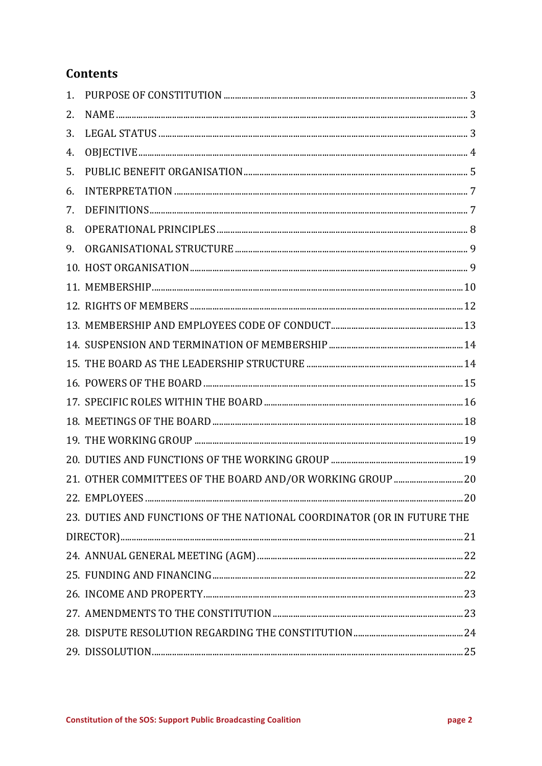## Contents

1. PURPOSE OF CONSTITUTION ..... 3
2. NAME ..... 3
3. LEGAL STATUS ..... 3
4. OBJECTIVE ..... 4
5. PUBLIC BENEFIT ORGANISATION ..... 5
6. INTERPRETATION ..... 7
7. DEFINITIONS ..... 7
8. OPERATIONAL PRINCIPLES ..... 8
9. ORGANISATIONAL STRUCTURE ..... 9
10. HOST ORGANISATION ..... 9
11. MEMBERSHIP ..... 10
12. RIGHTS OF MEMBERS ..... 12
13. MEMBERSHIP AND EMPLOYEES CODE OF CONDUCT ..... 13
14. SUSPENSION AND TERMINATION OF MEMBERSHIP ..... 14
15. THE BOARD AS THE LEADERSHIP STRUCTURE ..... 14
16. POWERS OF THE BOARD ..... 15
17. SPECIFIC ROLES WITHIN THE BOARD ..... 16
18. MEETINGS OF THE BOARD ..... 18
19. THE WORKING GROUP ..... 19
20. DUTIES AND FUNCTIONS OF THE WORKING GROUP ..... 19
21. OTHER COMMITTEES OF THE BOARD AND/OR WORKING GROUP ..... 20
22. EMPLOYEES ..... 20
23. DUTIES AND FUNCTIONS OF THE NATIONAL COORDINATOR (OR IN FUTURE THE DIRECTOR) ..... 21
24. ANNUAL GENERAL MEETING (AGM) ..... 22
25. FUNDING AND FINANCING ..... 22
26. INCOME AND PROPERTY ..... 23
27. AMENDMENTS TO THE CONSTITUTION ..... 23
28. DISPUTE RESOLUTION REGARDING THE CONSTITUTION ..... 24
29. DISSOLUTION ..... 25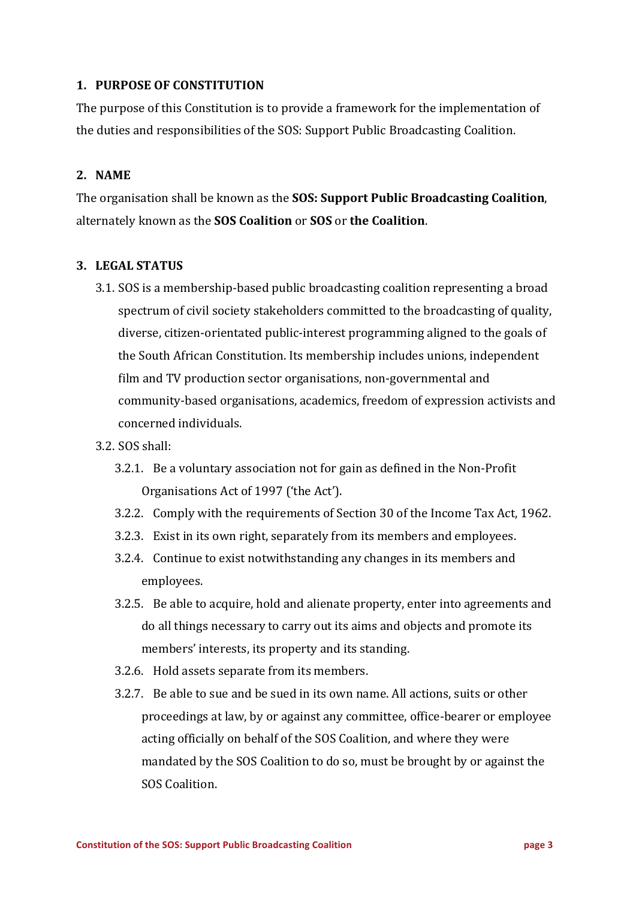## 1. PURPOSE OF CONSTITUTION

The purpose of this Constitution is to provide a framework for the implementation of the duties and responsibilities of the SOS: Support Public Broadcasting Coalition.

## 2. NAME

The organisation shall be known as the **SOS: Support Public Broadcasting Coalition**, alternately known as the **SOS Coalition** or **SOS** or **the Coalition**.

## 3. LEGAL STATUS

3.1. SOS is a membership-based public broadcasting coalition representing a broad spectrum of civil society stakeholders committed to the broadcasting of quality, diverse, citizen-orientated public-interest programming aligned to the goals of the South African Constitution. Its membership includes unions, independent film and TV production sector organisations, non-governmental and community-based organisations, academics, freedom of expression activists and concerned individuals.

3.2. SOS shall:

- 3.2.1. Be a voluntary association not for gain as defined in the Non-Profit Organisations Act of 1997 ('the Act').
- 3.2.2. Comply with the requirements of Section 30 of the Income Tax Act, 1962.
- 3.2.3. Exist in its own right, separately from its members and employees.
- 3.2.4. Continue to exist notwithstanding any changes in its members and employees.
- 3.2.5. Be able to acquire, hold and alienate property, enter into agreements and do all things necessary to carry out its aims and objects and promote its members' interests, its property and its standing.
- 3.2.6. Hold assets separate from its members.
- 3.2.7. Be able to sue and be sued in its own name. All actions, suits or other proceedings at law, by or against any committee, office-bearer or employee acting officially on behalf of the SOS Coalition, and where they were mandated by the SOS Coalition to do so, must be brought by or against the SOS Coalition.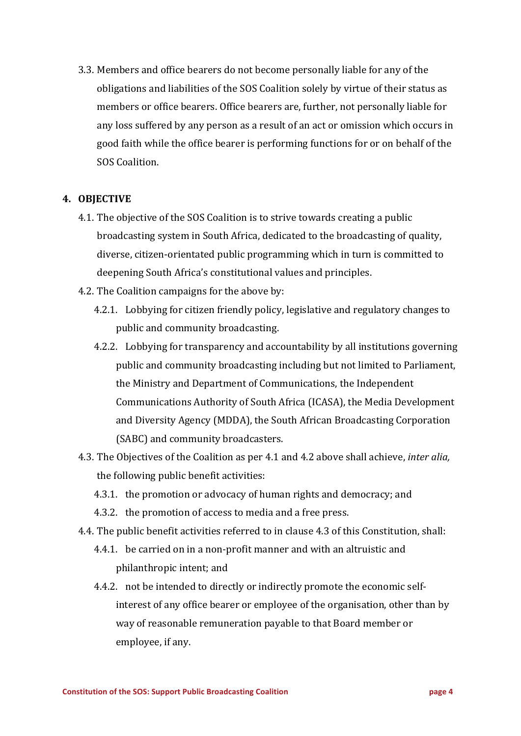3.3. Members and office bearers do not become personally liable for any of the obligations and liabilities of the SOS Coalition solely by virtue of their status as members or office bearers. Office bearers are, further, not personally liable for any loss suffered by any person as a result of an act or omission which occurs in good faith while the office bearer is performing functions for or on behalf of the SOS Coalition.

## 4. OBJECTIVE

4.1. The objective of the SOS Coalition is to strive towards creating a public broadcasting system in South Africa, dedicated to the broadcasting of quality, diverse, citizen-orientated public programming which in turn is committed to deepening South Africa's constitutional values and principles.

4.2. The Coalition campaigns for the above by:

4.2.1. Lobbying for citizen friendly policy, legislative and regulatory changes to public and community broadcasting.

4.2.2. Lobbying for transparency and accountability by all institutions governing public and community broadcasting including but not limited to Parliament, the Ministry and Department of Communications, the Independent Communications Authority of South Africa (ICASA), the Media Development and Diversity Agency (MDDA), the South African Broadcasting Corporation (SABC) and community broadcasters.

4.3. The Objectives of the Coalition as per 4.1 and 4.2 above shall achieve, *inter alia,* the following public benefit activities:

4.3.1. the promotion or advocacy of human rights and democracy; and

4.3.2. the promotion of access to media and a free press.

4.4. The public benefit activities referred to in clause 4.3 of this Constitution, shall:

4.4.1. be carried on in a non-profit manner and with an altruistic and philanthropic intent; and

4.4.2. not be intended to directly or indirectly promote the economic self-interest of any office bearer or employee of the organisation, other than by way of reasonable remuneration payable to that Board member or employee, if any.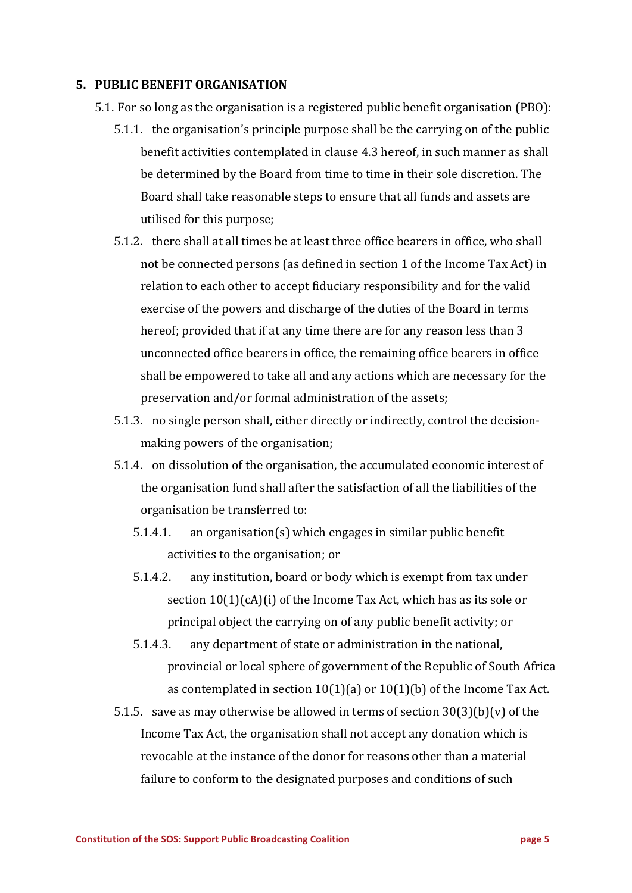## 5. PUBLIC BENEFIT ORGANISATION

5.1. For so long as the organisation is a registered public benefit organisation (PBO):

5.1.1. the organisation's principle purpose shall be the carrying on of the public benefit activities contemplated in clause 4.3 hereof, in such manner as shall be determined by the Board from time to time in their sole discretion. The Board shall take reasonable steps to ensure that all funds and assets are utilised for this purpose;

5.1.2. there shall at all times be at least three office bearers in office, who shall not be connected persons (as defined in section 1 of the Income Tax Act) in relation to each other to accept fiduciary responsibility and for the valid exercise of the powers and discharge of the duties of the Board in terms hereof; provided that if at any time there are for any reason less than 3 unconnected office bearers in office, the remaining office bearers in office shall be empowered to take all and any actions which are necessary for the preservation and/or formal administration of the assets;

5.1.3. no single person shall, either directly or indirectly, control the decision-making powers of the organisation;

5.1.4. on dissolution of the organisation, the accumulated economic interest of the organisation fund shall after the satisfaction of all the liabilities of the organisation be transferred to:

5.1.4.1. an organisation(s) which engages in similar public benefit activities to the organisation; or

5.1.4.2. any institution, board or body which is exempt from tax under section 10(1)(cA)(i) of the Income Tax Act, which has as its sole or principal object the carrying on of any public benefit activity; or

5.1.4.3. any department of state or administration in the national, provincial or local sphere of government of the Republic of South Africa as contemplated in section 10(1)(a) or 10(1)(b) of the Income Tax Act.

5.1.5. save as may otherwise be allowed in terms of section 30(3)(b)(v) of the Income Tax Act, the organisation shall not accept any donation which is revocable at the instance of the donor for reasons other than a material failure to conform to the designated purposes and conditions of such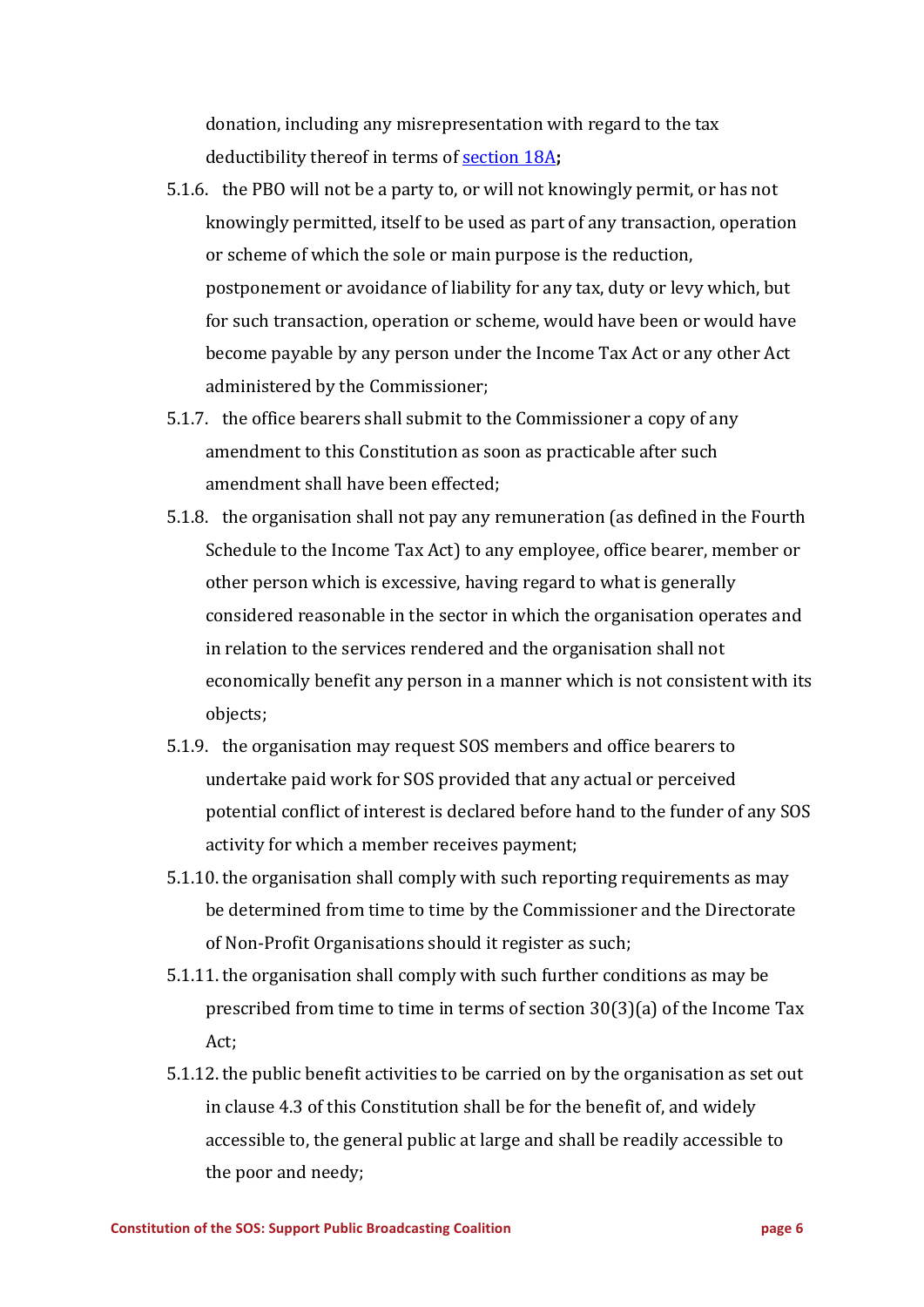donation, including any misrepresentation with regard to the tax deductibility thereof in terms of section 18A**;**

5.1.6. the PBO will not be a party to, or will not knowingly permit, or has not knowingly permitted, itself to be used as part of any transaction, operation or scheme of which the sole or main purpose is the reduction, postponement or avoidance of liability for any tax, duty or levy which, but for such transaction, operation or scheme, would have been or would have become payable by any person under the Income Tax Act or any other Act administered by the Commissioner;

5.1.7. the office bearers shall submit to the Commissioner a copy of any amendment to this Constitution as soon as practicable after such amendment shall have been effected;

5.1.8. the organisation shall not pay any remuneration (as defined in the Fourth Schedule to the Income Tax Act) to any employee, office bearer, member or other person which is excessive, having regard to what is generally considered reasonable in the sector in which the organisation operates and in relation to the services rendered and the organisation shall not economically benefit any person in a manner which is not consistent with its objects;

5.1.9. the organisation may request SOS members and office bearers to undertake paid work for SOS provided that any actual or perceived potential conflict of interest is declared before hand to the funder of any SOS activity for which a member receives payment;

5.1.10. the organisation shall comply with such reporting requirements as may be determined from time to time by the Commissioner and the Directorate of Non-Profit Organisations should it register as such;

5.1.11. the organisation shall comply with such further conditions as may be prescribed from time to time in terms of section 30(3)(a) of the Income Tax Act;

5.1.12. the public benefit activities to be carried on by the organisation as set out in clause 4.3 of this Constitution shall be for the benefit of, and widely accessible to, the general public at large and shall be readily accessible to the poor and needy;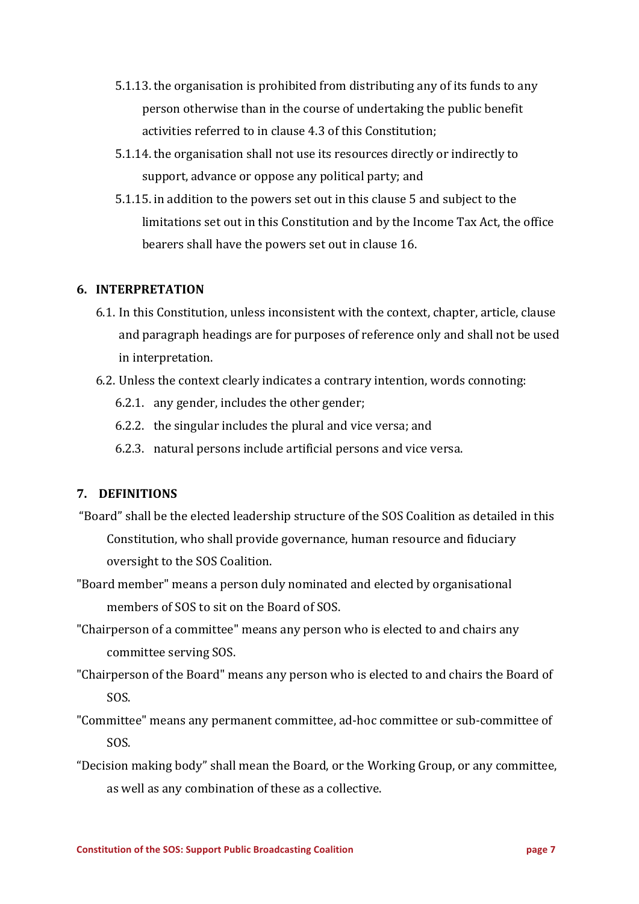5.1.13. the organisation is prohibited from distributing any of its funds to any person otherwise than in the course of undertaking the public benefit activities referred to in clause 4.3 of this Constitution;

5.1.14. the organisation shall not use its resources directly or indirectly to support, advance or oppose any political party; and

5.1.15. in addition to the powers set out in this clause 5 and subject to the limitations set out in this Constitution and by the Income Tax Act, the office bearers shall have the powers set out in clause 16.

## 6. INTERPRETATION

6.1. In this Constitution, unless inconsistent with the context, chapter, article, clause and paragraph headings are for purposes of reference only and shall not be used in interpretation.

6.2. Unless the context clearly indicates a contrary intention, words connoting:

6.2.1. any gender, includes the other gender;

6.2.2. the singular includes the plural and vice versa; and

6.2.3. natural persons include artificial persons and vice versa.

## 7. DEFINITIONS

“Board” shall be the elected leadership structure of the SOS Coalition as detailed in this Constitution, who shall provide governance, human resource and fiduciary oversight to the SOS Coalition.

"Board member" means a person duly nominated and elected by organisational members of SOS to sit on the Board of SOS.

"Chairperson of a committee" means any person who is elected to and chairs any committee serving SOS.

"Chairperson of the Board" means any person who is elected to and chairs the Board of SOS.

"Committee" means any permanent committee, ad-hoc committee or sub-committee of SOS.

“Decision making body” shall mean the Board, or the Working Group, or any committee, as well as any combination of these as a collective.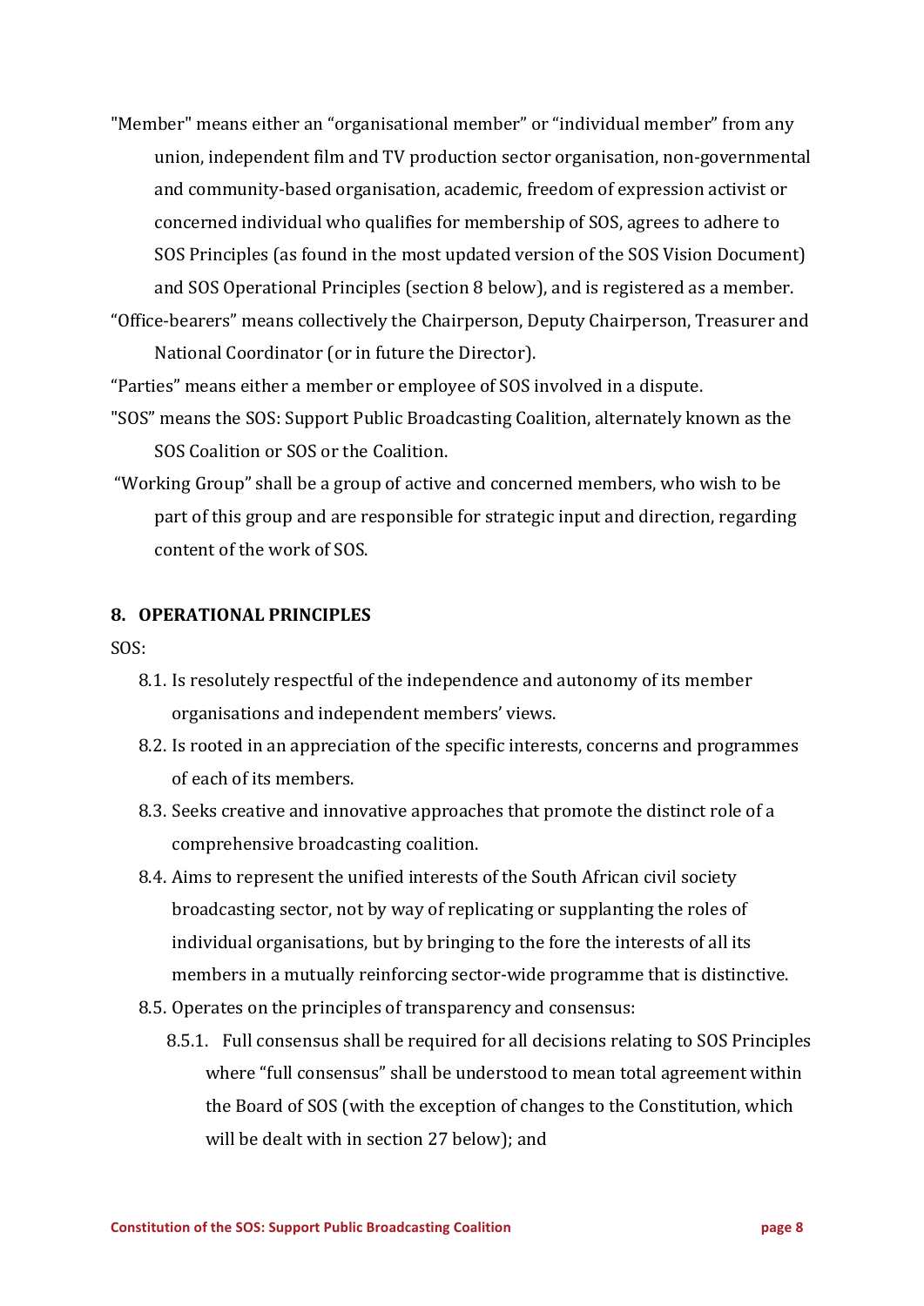"Member" means either an "organisational member" or "individual member" from any union, independent film and TV production sector organisation, non-governmental and community-based organisation, academic, freedom of expression activist or concerned individual who qualifies for membership of SOS, agrees to adhere to SOS Principles (as found in the most updated version of the SOS Vision Document) and SOS Operational Principles (section 8 below), and is registered as a member.

"Office-bearers" means collectively the Chairperson, Deputy Chairperson, Treasurer and National Coordinator (or in future the Director).

"Parties" means either a member or employee of SOS involved in a dispute.

"SOS" means the SOS: Support Public Broadcasting Coalition, alternately known as the SOS Coalition or SOS or the Coalition.

"Working Group" shall be a group of active and concerned members, who wish to be part of this group and are responsible for strategic input and direction, regarding content of the work of SOS.

## 8. OPERATIONAL PRINCIPLES

SOS:

8.1. Is resolutely respectful of the independence and autonomy of its member organisations and independent members' views.

8.2. Is rooted in an appreciation of the specific interests, concerns and programmes of each of its members.

8.3. Seeks creative and innovative approaches that promote the distinct role of a comprehensive broadcasting coalition.

8.4. Aims to represent the unified interests of the South African civil society broadcasting sector, not by way of replicating or supplanting the roles of individual organisations, but by bringing to the fore the interests of all its members in a mutually reinforcing sector-wide programme that is distinctive.

8.5. Operates on the principles of transparency and consensus:

8.5.1. Full consensus shall be required for all decisions relating to SOS Principles where "full consensus" shall be understood to mean total agreement within the Board of SOS (with the exception of changes to the Constitution, which will be dealt with in section 27 below); and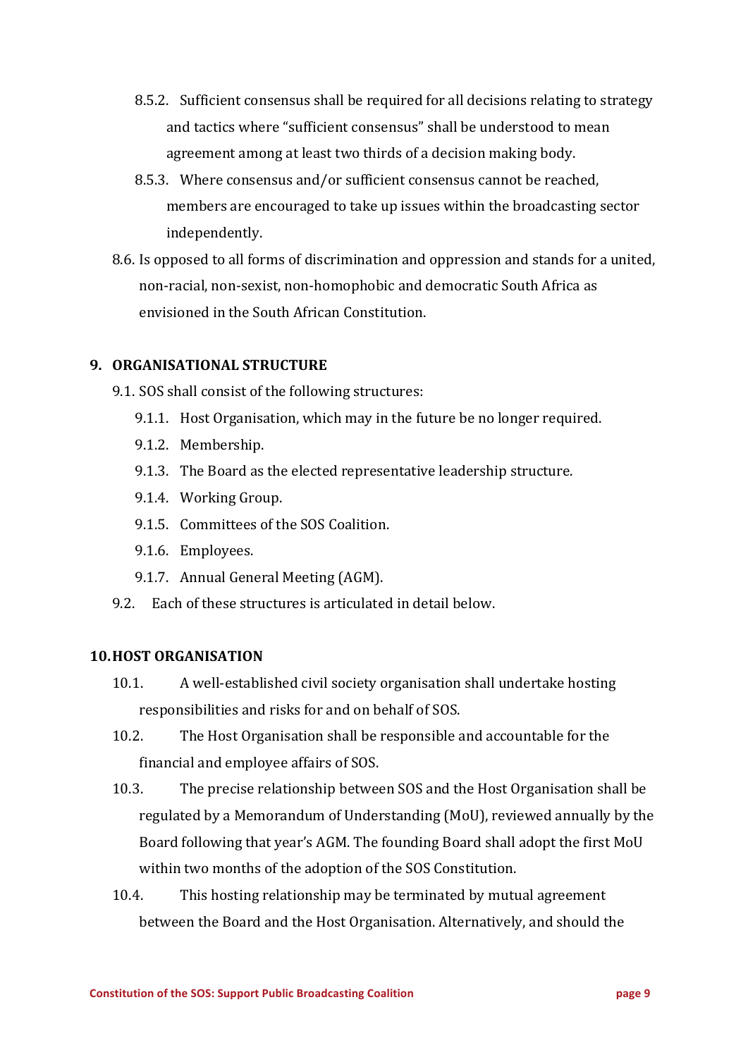8.5.2. Sufficient consensus shall be required for all decisions relating to strategy and tactics where "sufficient consensus" shall be understood to mean agreement among at least two thirds of a decision making body.

8.5.3. Where consensus and/or sufficient consensus cannot be reached, members are encouraged to take up issues within the broadcasting sector independently.

8.6. Is opposed to all forms of discrimination and oppression and stands for a united, non-racial, non-sexist, non-homophobic and democratic South Africa as envisioned in the South African Constitution.

## 9. ORGANISATIONAL STRUCTURE

9.1. SOS shall consist of the following structures:

9.1.1. Host Organisation, which may in the future be no longer required.

9.1.2. Membership.

9.1.3. The Board as the elected representative leadership structure.

9.1.4. Working Group.

9.1.5. Committees of the SOS Coalition.

9.1.6. Employees.

9.1.7. Annual General Meeting (AGM).

9.2. Each of these structures is articulated in detail below.

## 10. HOST ORGANISATION

10.1. A well-established civil society organisation shall undertake hosting responsibilities and risks for and on behalf of SOS.

10.2. The Host Organisation shall be responsible and accountable for the financial and employee affairs of SOS.

10.3. The precise relationship between SOS and the Host Organisation shall be regulated by a Memorandum of Understanding (MoU), reviewed annually by the Board following that year's AGM. The founding Board shall adopt the first MoU within two months of the adoption of the SOS Constitution.

10.4. This hosting relationship may be terminated by mutual agreement between the Board and the Host Organisation. Alternatively, and should the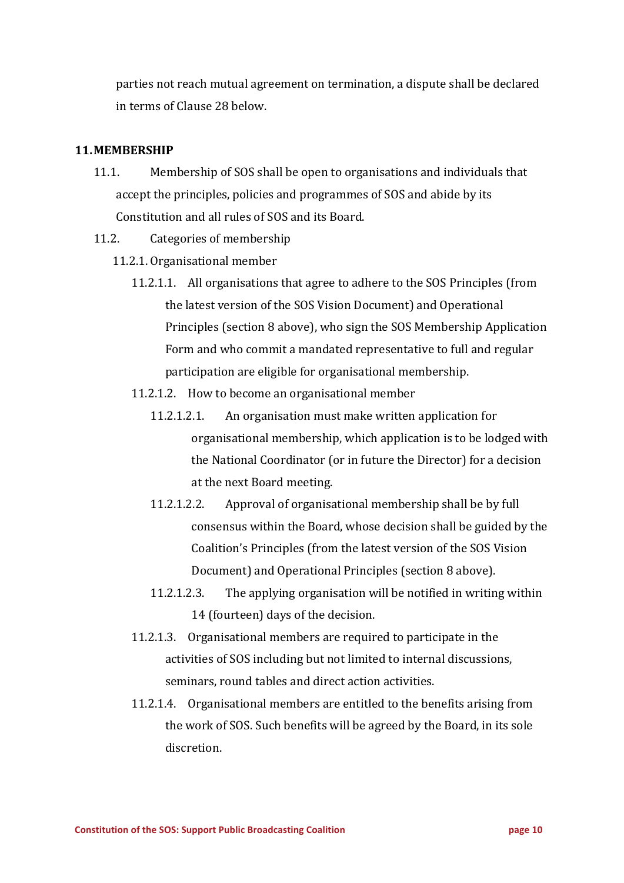parties not reach mutual agreement on termination, a dispute shall be declared in terms of Clause 28 below.

## 11. MEMBERSHIP

11.1. Membership of SOS shall be open to organisations and individuals that accept the principles, policies and programmes of SOS and abide by its Constitution and all rules of SOS and its Board.

11.2. Categories of membership

11.2.1. Organisational member

11.2.1.1. All organisations that agree to adhere to the SOS Principles (from the latest version of the SOS Vision Document) and Operational Principles (section 8 above), who sign the SOS Membership Application Form and who commit a mandated representative to full and regular participation are eligible for organisational membership.

11.2.1.2. How to become an organisational member

11.2.1.2.1. An organisation must make written application for organisational membership, which application is to be lodged with the National Coordinator (or in future the Director) for a decision at the next Board meeting.

11.2.1.2.2. Approval of organisational membership shall be by full consensus within the Board, whose decision shall be guided by the Coalition's Principles (from the latest version of the SOS Vision Document) and Operational Principles (section 8 above).

11.2.1.2.3. The applying organisation will be notified in writing within 14 (fourteen) days of the decision.

11.2.1.3. Organisational members are required to participate in the activities of SOS including but not limited to internal discussions, seminars, round tables and direct action activities.

11.2.1.4. Organisational members are entitled to the benefits arising from the work of SOS. Such benefits will be agreed by the Board, in its sole discretion.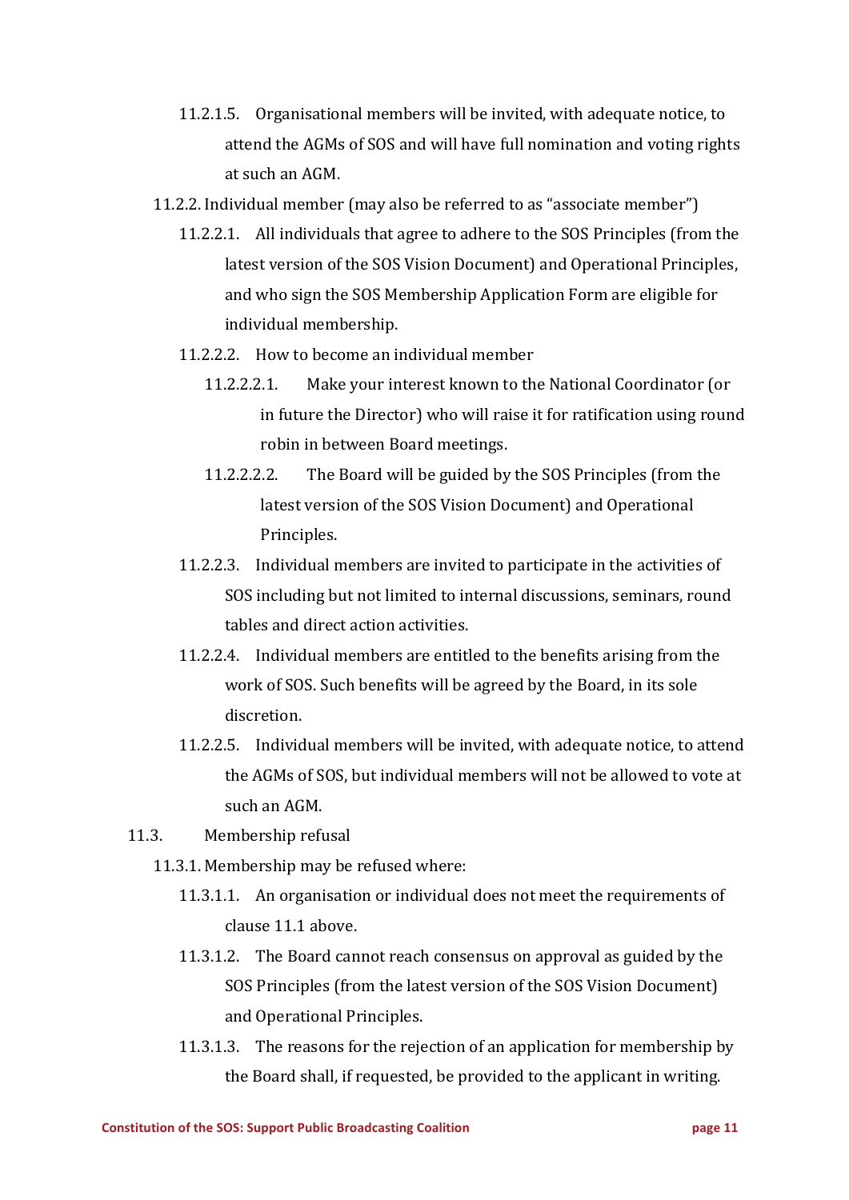11.2.1.5. Organisational members will be invited, with adequate notice, to attend the AGMs of SOS and will have full nomination and voting rights at such an AGM.

11.2.2. Individual member (may also be referred to as "associate member")

11.2.2.1. All individuals that agree to adhere to the SOS Principles (from the latest version of the SOS Vision Document) and Operational Principles, and who sign the SOS Membership Application Form are eligible for individual membership.

11.2.2.2. How to become an individual member

11.2.2.2.1. Make your interest known to the National Coordinator (or in future the Director) who will raise it for ratification using round robin in between Board meetings.

11.2.2.2.2. The Board will be guided by the SOS Principles (from the latest version of the SOS Vision Document) and Operational Principles.

11.2.2.3. Individual members are invited to participate in the activities of SOS including but not limited to internal discussions, seminars, round tables and direct action activities.

11.2.2.4. Individual members are entitled to the benefits arising from the work of SOS. Such benefits will be agreed by the Board, in its sole discretion.

11.2.2.5. Individual members will be invited, with adequate notice, to attend the AGMs of SOS, but individual members will not be allowed to vote at such an AGM.

11.3. Membership refusal

11.3.1. Membership may be refused where:

11.3.1.1. An organisation or individual does not meet the requirements of clause 11.1 above.

11.3.1.2. The Board cannot reach consensus on approval as guided by the SOS Principles (from the latest version of the SOS Vision Document) and Operational Principles.

11.3.1.3. The reasons for the rejection of an application for membership by the Board shall, if requested, be provided to the applicant in writing.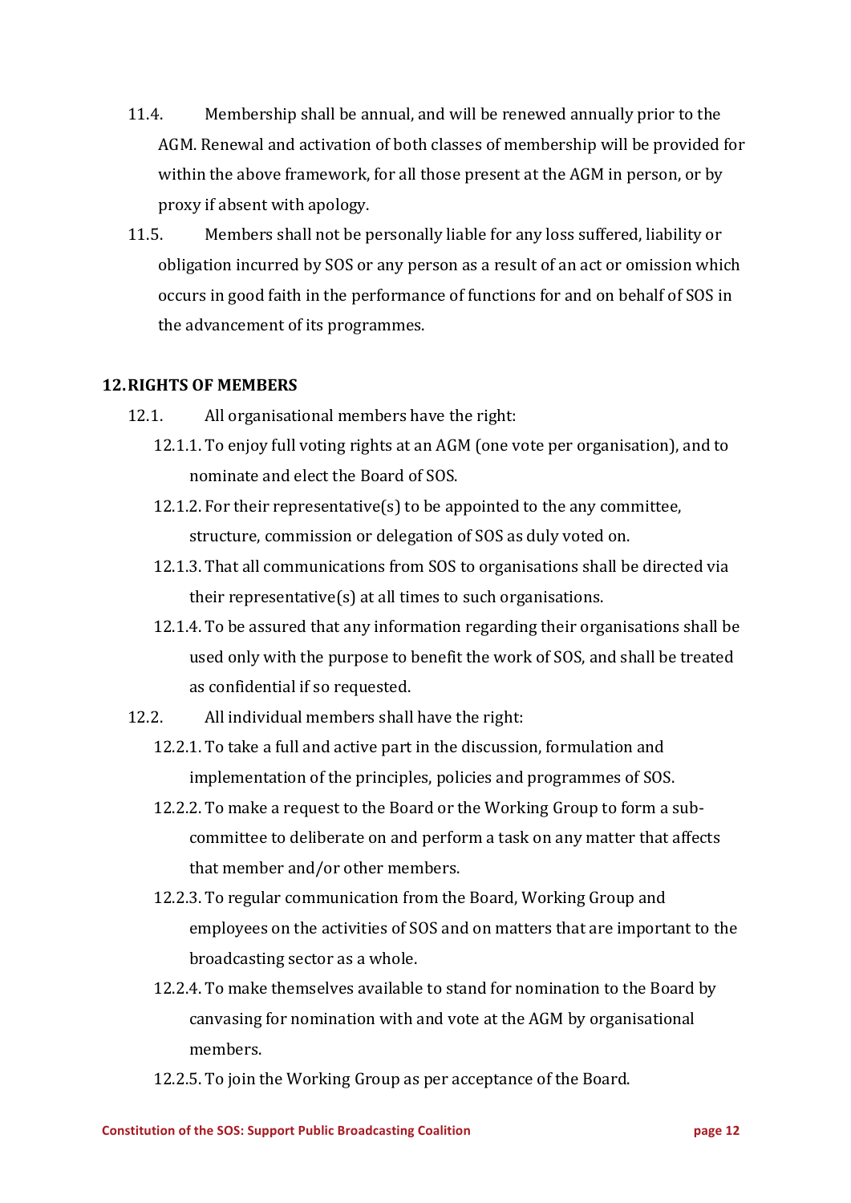11.4. Membership shall be annual, and will be renewed annually prior to the AGM. Renewal and activation of both classes of membership will be provided for within the above framework, for all those present at the AGM in person, or by proxy if absent with apology.

11.5. Members shall not be personally liable for any loss suffered, liability or obligation incurred by SOS or any person as a result of an act or omission which occurs in good faith in the performance of functions for and on behalf of SOS in the advancement of its programmes.

## 12. RIGHTS OF MEMBERS

12.1. All organisational members have the right:

12.1.1. To enjoy full voting rights at an AGM (one vote per organisation), and to nominate and elect the Board of SOS.

12.1.2. For their representative(s) to be appointed to the any committee, structure, commission or delegation of SOS as duly voted on.

12.1.3. That all communications from SOS to organisations shall be directed via their representative(s) at all times to such organisations.

12.1.4. To be assured that any information regarding their organisations shall be used only with the purpose to benefit the work of SOS, and shall be treated as confidential if so requested.

12.2. All individual members shall have the right:

12.2.1. To take a full and active part in the discussion, formulation and implementation of the principles, policies and programmes of SOS.

12.2.2. To make a request to the Board or the Working Group to form a sub-committee to deliberate on and perform a task on any matter that affects that member and/or other members.

12.2.3. To regular communication from the Board, Working Group and employees on the activities of SOS and on matters that are important to the broadcasting sector as a whole.

12.2.4. To make themselves available to stand for nomination to the Board by canvasing for nomination with and vote at the AGM by organisational members.

12.2.5. To join the Working Group as per acceptance of the Board.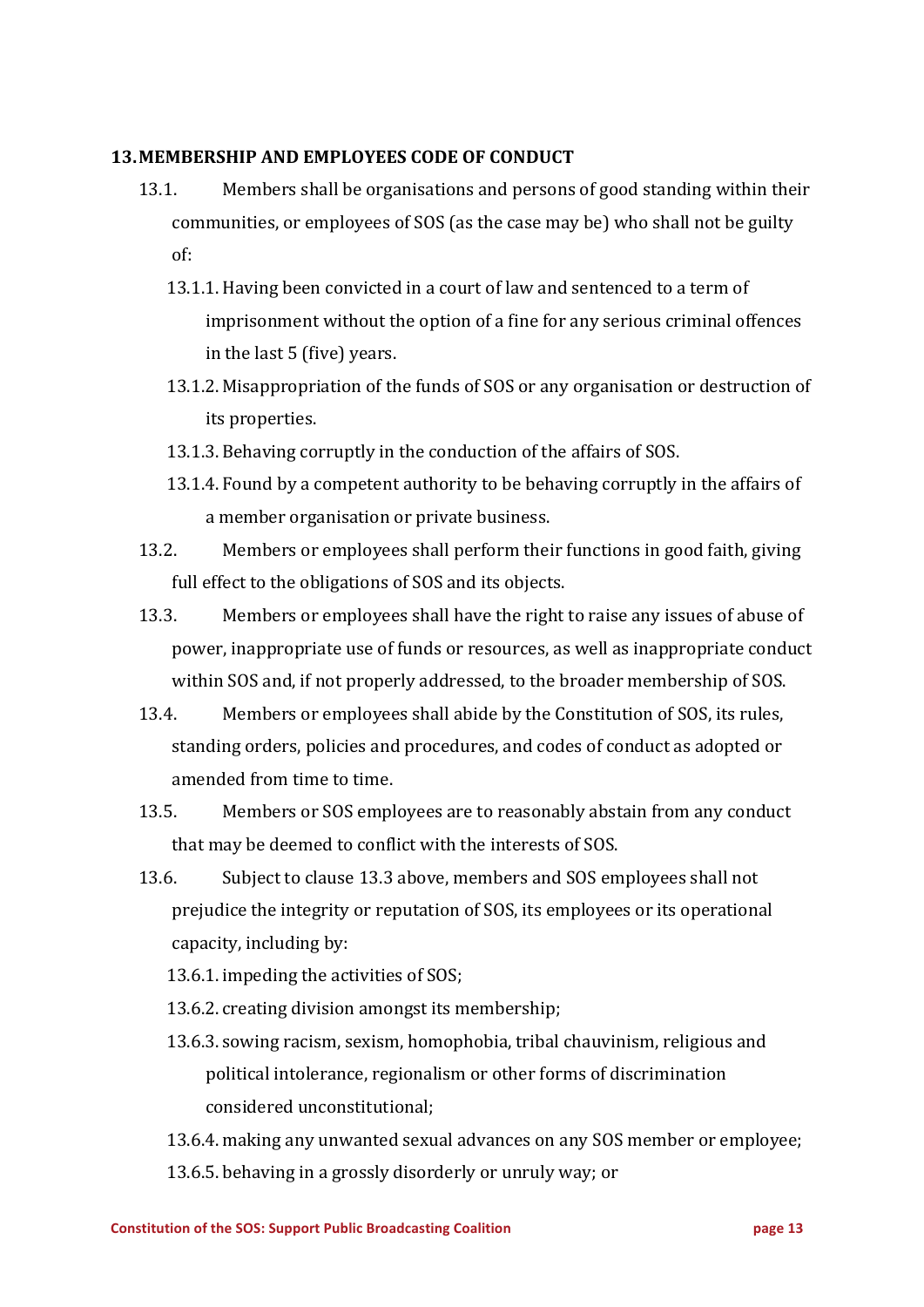## 13. MEMBERSHIP AND EMPLOYEES CODE OF CONDUCT

13.1. Members shall be organisations and persons of good standing within their communities, or employees of SOS (as the case may be) who shall not be guilty of:

- 13.1.1. Having been convicted in a court of law and sentenced to a term of imprisonment without the option of a fine for any serious criminal offences in the last 5 (five) years.
- 13.1.2. Misappropriation of the funds of SOS or any organisation or destruction of its properties.
- 13.1.3. Behaving corruptly in the conduction of the affairs of SOS.
- 13.1.4. Found by a competent authority to be behaving corruptly in the affairs of a member organisation or private business.

13.2. Members or employees shall perform their functions in good faith, giving full effect to the obligations of SOS and its objects.

13.3. Members or employees shall have the right to raise any issues of abuse of power, inappropriate use of funds or resources, as well as inappropriate conduct within SOS and, if not properly addressed, to the broader membership of SOS.

13.4. Members or employees shall abide by the Constitution of SOS, its rules, standing orders, policies and procedures, and codes of conduct as adopted or amended from time to time.

13.5. Members or SOS employees are to reasonably abstain from any conduct that may be deemed to conflict with the interests of SOS.

13.6. Subject to clause 13.3 above, members and SOS employees shall not prejudice the integrity or reputation of SOS, its employees or its operational capacity, including by:

- 13.6.1. impeding the activities of SOS;
- 13.6.2. creating division amongst its membership;
- 13.6.3. sowing racism, sexism, homophobia, tribal chauvinism, religious and political intolerance, regionalism or other forms of discrimination considered unconstitutional;
- 13.6.4. making any unwanted sexual advances on any SOS member or employee;
- 13.6.5. behaving in a grossly disorderly or unruly way; or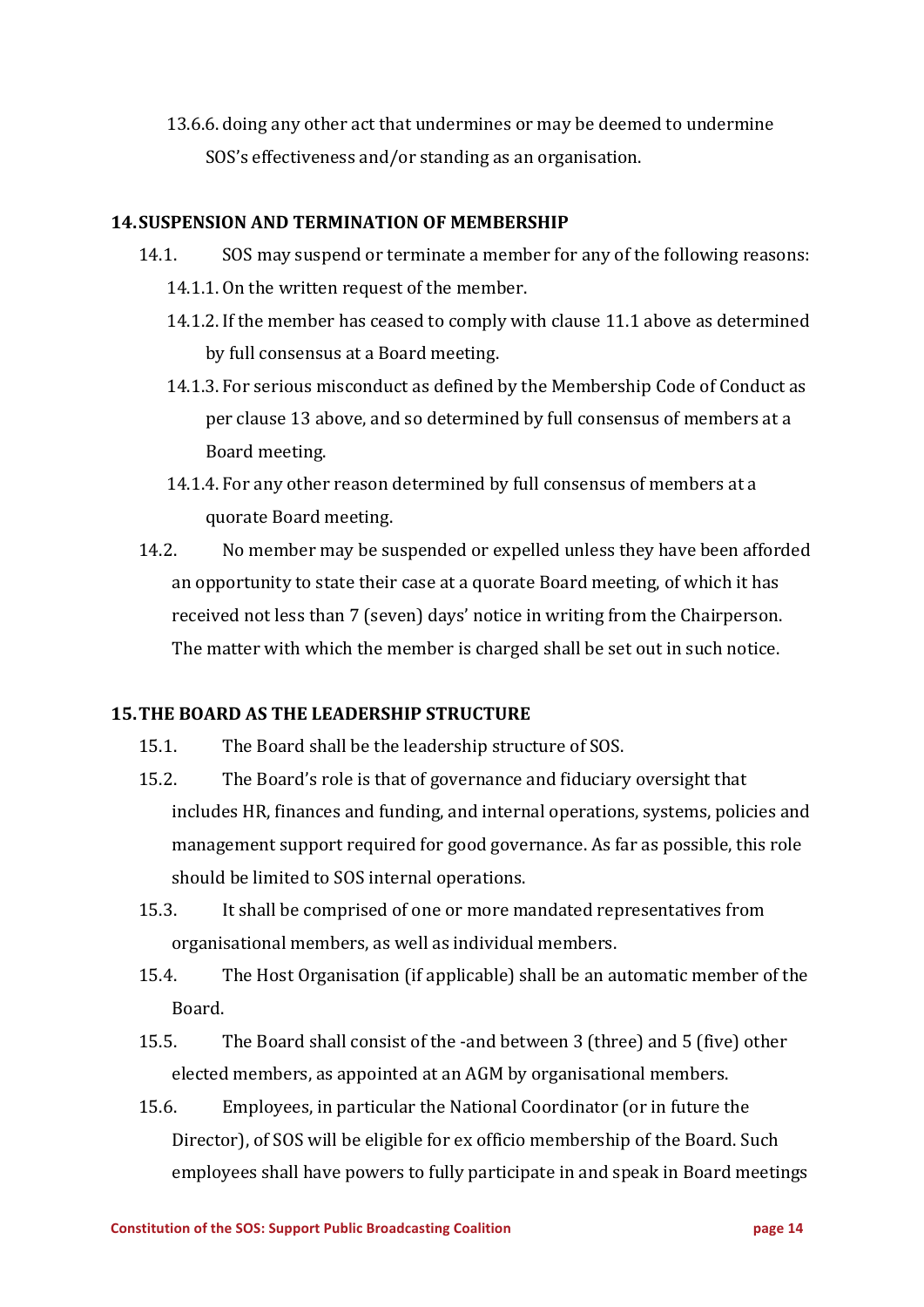13.6.6. doing any other act that undermines or may be deemed to undermine SOS's effectiveness and/or standing as an organisation.

## 14. SUSPENSION AND TERMINATION OF MEMBERSHIP

14.1. SOS may suspend or terminate a member for any of the following reasons:

14.1.1. On the written request of the member.

14.1.2. If the member has ceased to comply with clause 11.1 above as determined by full consensus at a Board meeting.

14.1.3. For serious misconduct as defined by the Membership Code of Conduct as per clause 13 above, and so determined by full consensus of members at a Board meeting.

14.1.4. For any other reason determined by full consensus of members at a quorate Board meeting.

14.2. No member may be suspended or expelled unless they have been afforded an opportunity to state their case at a quorate Board meeting, of which it has received not less than 7 (seven) days' notice in writing from the Chairperson. The matter with which the member is charged shall be set out in such notice.

## 15. THE BOARD AS THE LEADERSHIP STRUCTURE

15.1. The Board shall be the leadership structure of SOS.

15.2. The Board's role is that of governance and fiduciary oversight that includes HR, finances and funding, and internal operations, systems, policies and management support required for good governance. As far as possible, this role should be limited to SOS internal operations.

15.3. It shall be comprised of one or more mandated representatives from organisational members, as well as individual members.

15.4. The Host Organisation (if applicable) shall be an automatic member of the Board.

15.5. The Board shall consist of the -and between 3 (three) and 5 (five) other elected members, as appointed at an AGM by organisational members.

15.6. Employees, in particular the National Coordinator (or in future the Director), of SOS will be eligible for ex officio membership of the Board. Such employees shall have powers to fully participate in and speak in Board meetings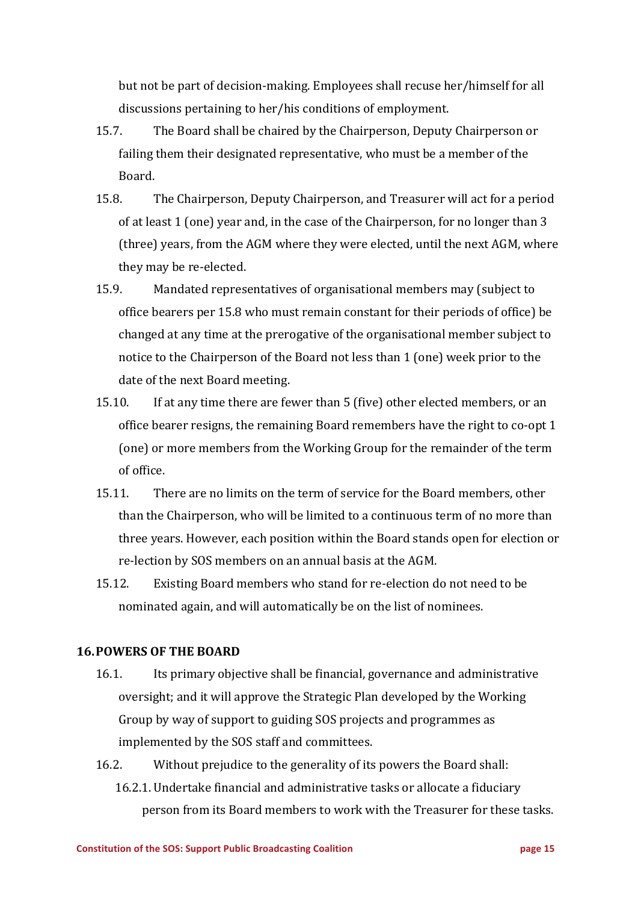but not be part of decision-making. Employees shall recuse her/himself for all discussions pertaining to her/his conditions of employment.

15.7. The Board shall be chaired by the Chairperson, Deputy Chairperson or failing them their designated representative, who must be a member of the Board.

15.8. The Chairperson, Deputy Chairperson, and Treasurer will act for a period of at least 1 (one) year and, in the case of the Chairperson, for no longer than 3 (three) years, from the AGM where they were elected, until the next AGM, where they may be re-elected.

15.9. Mandated representatives of organisational members may (subject to office bearers per 15.8 who must remain constant for their periods of office) be changed at any time at the prerogative of the organisational member subject to notice to the Chairperson of the Board not less than 1 (one) week prior to the date of the next Board meeting.

15.10. If at any time there are fewer than 5 (five) other elected members, or an office bearer resigns, the remaining Board remembers have the right to co-opt 1 (one) or more members from the Working Group for the remainder of the term of office.

15.11. There are no limits on the term of service for the Board members, other than the Chairperson, who will be limited to a continuous term of no more than three years. However, each position within the Board stands open for election or re-lection by SOS members on an annual basis at the AGM.

15.12. Existing Board members who stand for re-election do not need to be nominated again, and will automatically be on the list of nominees.

## 16. POWERS OF THE BOARD

16.1. Its primary objective shall be financial, governance and administrative oversight; and it will approve the Strategic Plan developed by the Working Group by way of support to guiding SOS projects and programmes as implemented by the SOS staff and committees.

16.2. Without prejudice to the generality of its powers the Board shall:

16.2.1. Undertake financial and administrative tasks or allocate a fiduciary person from its Board members to work with the Treasurer for these tasks.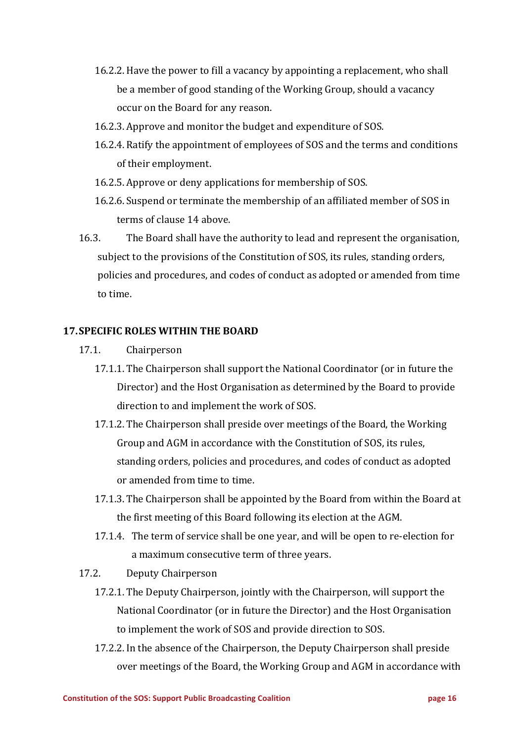16.2.2. Have the power to fill a vacancy by appointing a replacement, who shall be a member of good standing of the Working Group, should a vacancy occur on the Board for any reason.

16.2.3. Approve and monitor the budget and expenditure of SOS.

16.2.4. Ratify the appointment of employees of SOS and the terms and conditions of their employment.

16.2.5. Approve or deny applications for membership of SOS.

16.2.6. Suspend or terminate the membership of an affiliated member of SOS in terms of clause 14 above.

16.3. The Board shall have the authority to lead and represent the organisation, subject to the provisions of the Constitution of SOS, its rules, standing orders, policies and procedures, and codes of conduct as adopted or amended from time to time.

## 17. SPECIFIC ROLES WITHIN THE BOARD

17.1. Chairperson

17.1.1. The Chairperson shall support the National Coordinator (or in future the Director) and the Host Organisation as determined by the Board to provide direction to and implement the work of SOS.

17.1.2. The Chairperson shall preside over meetings of the Board, the Working Group and AGM in accordance with the Constitution of SOS, its rules, standing orders, policies and procedures, and codes of conduct as adopted or amended from time to time.

17.1.3. The Chairperson shall be appointed by the Board from within the Board at the first meeting of this Board following its election at the AGM.

17.1.4. The term of service shall be one year, and will be open to re-election for a maximum consecutive term of three years.

17.2. Deputy Chairperson

17.2.1. The Deputy Chairperson, jointly with the Chairperson, will support the National Coordinator (or in future the Director) and the Host Organisation to implement the work of SOS and provide direction to SOS.

17.2.2. In the absence of the Chairperson, the Deputy Chairperson shall preside over meetings of the Board, the Working Group and AGM in accordance with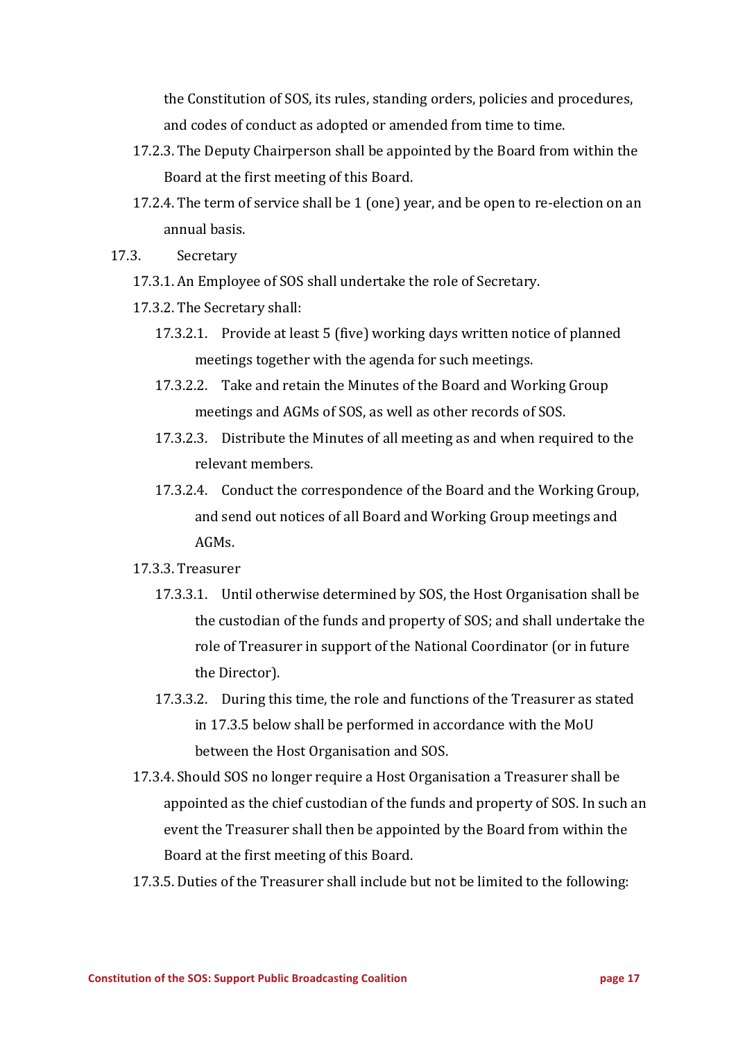the Constitution of SOS, its rules, standing orders, policies and procedures, and codes of conduct as adopted or amended from time to time.

17.2.3. The Deputy Chairperson shall be appointed by the Board from within the Board at the first meeting of this Board.

17.2.4. The term of service shall be 1 (one) year, and be open to re-election on an annual basis.

17.3. Secretary

17.3.1. An Employee of SOS shall undertake the role of Secretary.

17.3.2. The Secretary shall:

17.3.2.1. Provide at least 5 (five) working days written notice of planned meetings together with the agenda for such meetings.

17.3.2.2. Take and retain the Minutes of the Board and Working Group meetings and AGMs of SOS, as well as other records of SOS.

17.3.2.3. Distribute the Minutes of all meeting as and when required to the relevant members.

17.3.2.4. Conduct the correspondence of the Board and the Working Group, and send out notices of all Board and Working Group meetings and AGMs.

17.3.3. Treasurer

17.3.3.1. Until otherwise determined by SOS, the Host Organisation shall be the custodian of the funds and property of SOS; and shall undertake the role of Treasurer in support of the National Coordinator (or in future the Director).

17.3.3.2. During this time, the role and functions of the Treasurer as stated in 17.3.5 below shall be performed in accordance with the MoU between the Host Organisation and SOS.

17.3.4. Should SOS no longer require a Host Organisation a Treasurer shall be appointed as the chief custodian of the funds and property of SOS. In such an event the Treasurer shall then be appointed by the Board from within the Board at the first meeting of this Board.

17.3.5. Duties of the Treasurer shall include but not be limited to the following: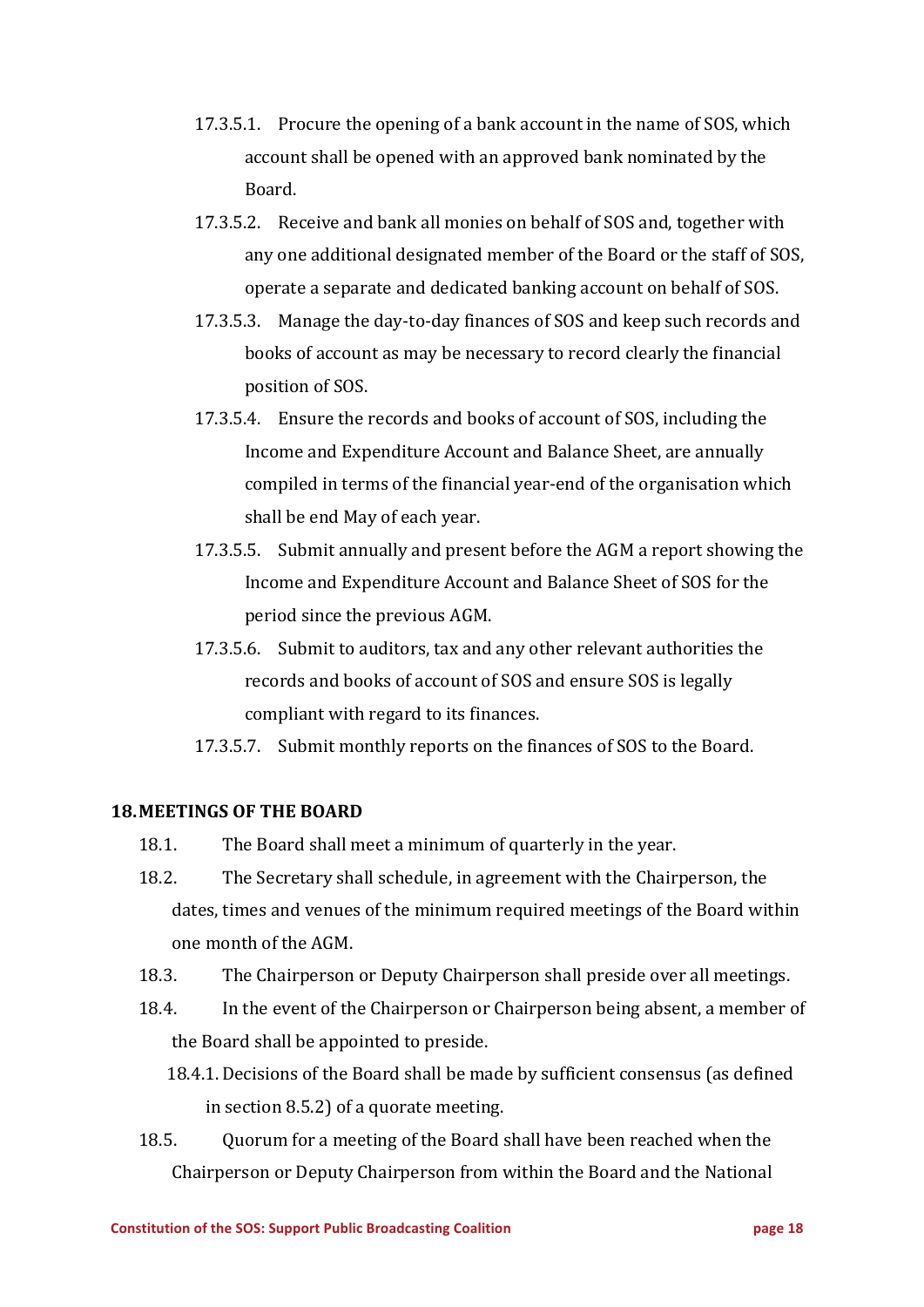17.3.5.1. Procure the opening of a bank account in the name of SOS, which account shall be opened with an approved bank nominated by the Board.

17.3.5.2. Receive and bank all monies on behalf of SOS and, together with any one additional designated member of the Board or the staff of SOS, operate a separate and dedicated banking account on behalf of SOS.

17.3.5.3. Manage the day-to-day finances of SOS and keep such records and books of account as may be necessary to record clearly the financial position of SOS.

17.3.5.4. Ensure the records and books of account of SOS, including the Income and Expenditure Account and Balance Sheet, are annually compiled in terms of the financial year-end of the organisation which shall be end May of each year.

17.3.5.5. Submit annually and present before the AGM a report showing the Income and Expenditure Account and Balance Sheet of SOS for the period since the previous AGM.

17.3.5.6. Submit to auditors, tax and any other relevant authorities the records and books of account of SOS and ensure SOS is legally compliant with regard to its finances.

17.3.5.7. Submit monthly reports on the finances of SOS to the Board.

## 18. MEETINGS OF THE BOARD

18.1. The Board shall meet a minimum of quarterly in the year.

18.2. The Secretary shall schedule, in agreement with the Chairperson, the dates, times and venues of the minimum required meetings of the Board within one month of the AGM.

18.3. The Chairperson or Deputy Chairperson shall preside over all meetings.

18.4. In the event of the Chairperson or Chairperson being absent, a member of the Board shall be appointed to preside.

18.4.1. Decisions of the Board shall be made by sufficient consensus (as defined in section 8.5.2) of a quorate meeting.

18.5. Quorum for a meeting of the Board shall have been reached when the Chairperson or Deputy Chairperson from within the Board and the National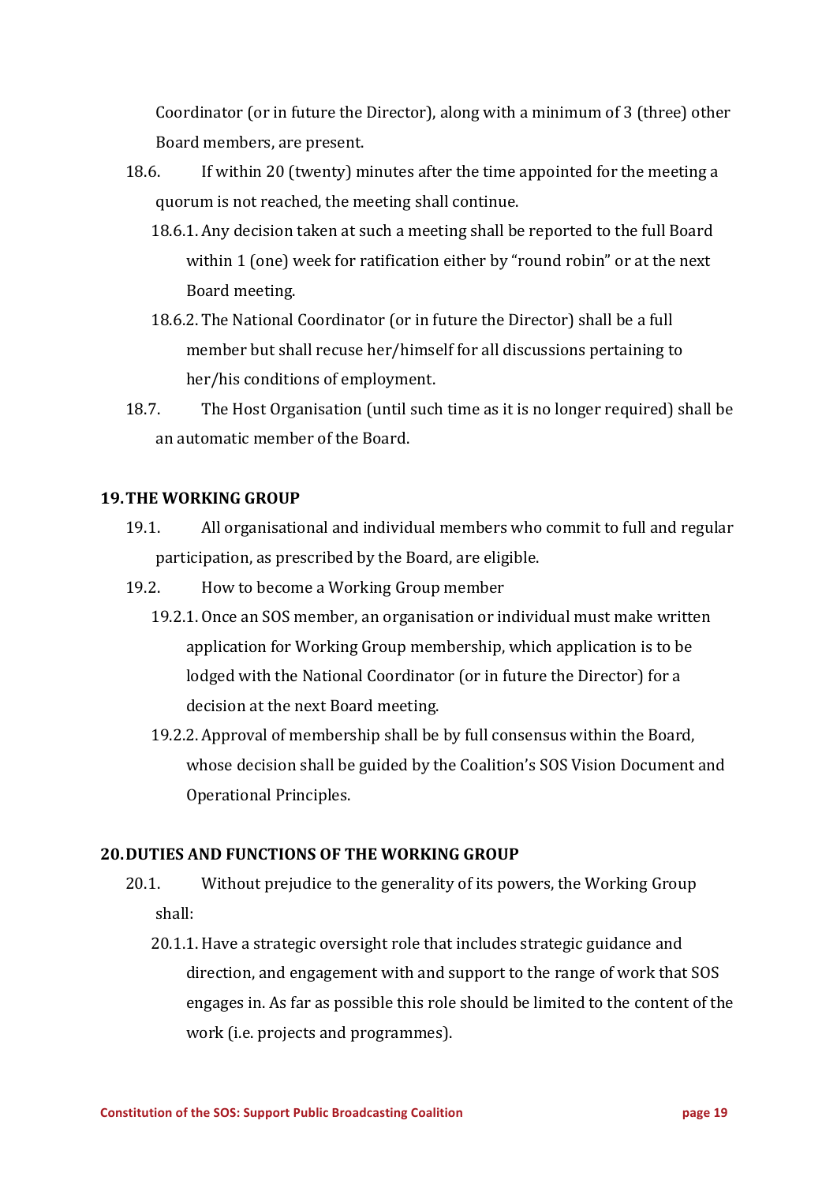Coordinator (or in future the Director), along with a minimum of 3 (three) other Board members, are present.

18.6. If within 20 (twenty) minutes after the time appointed for the meeting a quorum is not reached, the meeting shall continue.

18.6.1. Any decision taken at such a meeting shall be reported to the full Board within 1 (one) week for ratification either by "round robin" or at the next Board meeting.

18.6.2. The National Coordinator (or in future the Director) shall be a full member but shall recuse her/himself for all discussions pertaining to her/his conditions of employment.

18.7. The Host Organisation (until such time as it is no longer required) shall be an automatic member of the Board.

## 19. THE WORKING GROUP

19.1. All organisational and individual members who commit to full and regular participation, as prescribed by the Board, are eligible.

19.2. How to become a Working Group member

19.2.1. Once an SOS member, an organisation or individual must make written application for Working Group membership, which application is to be lodged with the National Coordinator (or in future the Director) for a decision at the next Board meeting.

19.2.2. Approval of membership shall be by full consensus within the Board, whose decision shall be guided by the Coalition's SOS Vision Document and Operational Principles.

## 20. DUTIES AND FUNCTIONS OF THE WORKING GROUP

20.1. Without prejudice to the generality of its powers, the Working Group shall:

20.1.1. Have a strategic oversight role that includes strategic guidance and direction, and engagement with and support to the range of work that SOS engages in. As far as possible this role should be limited to the content of the work (i.e. projects and programmes).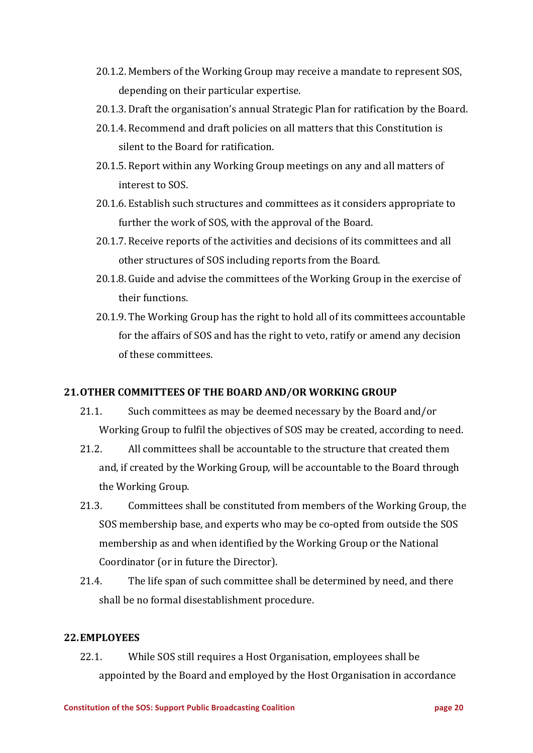20.1.2. Members of the Working Group may receive a mandate to represent SOS, depending on their particular expertise.

20.1.3. Draft the organisation's annual Strategic Plan for ratification by the Board.

20.1.4. Recommend and draft policies on all matters that this Constitution is silent to the Board for ratification.

20.1.5. Report within any Working Group meetings on any and all matters of interest to SOS.

20.1.6. Establish such structures and committees as it considers appropriate to further the work of SOS, with the approval of the Board.

20.1.7. Receive reports of the activities and decisions of its committees and all other structures of SOS including reports from the Board.

20.1.8. Guide and advise the committees of the Working Group in the exercise of their functions.

20.1.9. The Working Group has the right to hold all of its committees accountable for the affairs of SOS and has the right to veto, ratify or amend any decision of these committees.

## 21. OTHER COMMITTEES OF THE BOARD AND/OR WORKING GROUP

21.1. Such committees as may be deemed necessary by the Board and/or Working Group to fulfil the objectives of SOS may be created, according to need.

21.2. All committees shall be accountable to the structure that created them and, if created by the Working Group, will be accountable to the Board through the Working Group.

21.3. Committees shall be constituted from members of the Working Group, the SOS membership base, and experts who may be co-opted from outside the SOS membership as and when identified by the Working Group or the National Coordinator (or in future the Director).

21.4. The life span of such committee shall be determined by need, and there shall be no formal disestablishment procedure.

## 22. EMPLOYEES

22.1. While SOS still requires a Host Organisation, employees shall be appointed by the Board and employed by the Host Organisation in accordance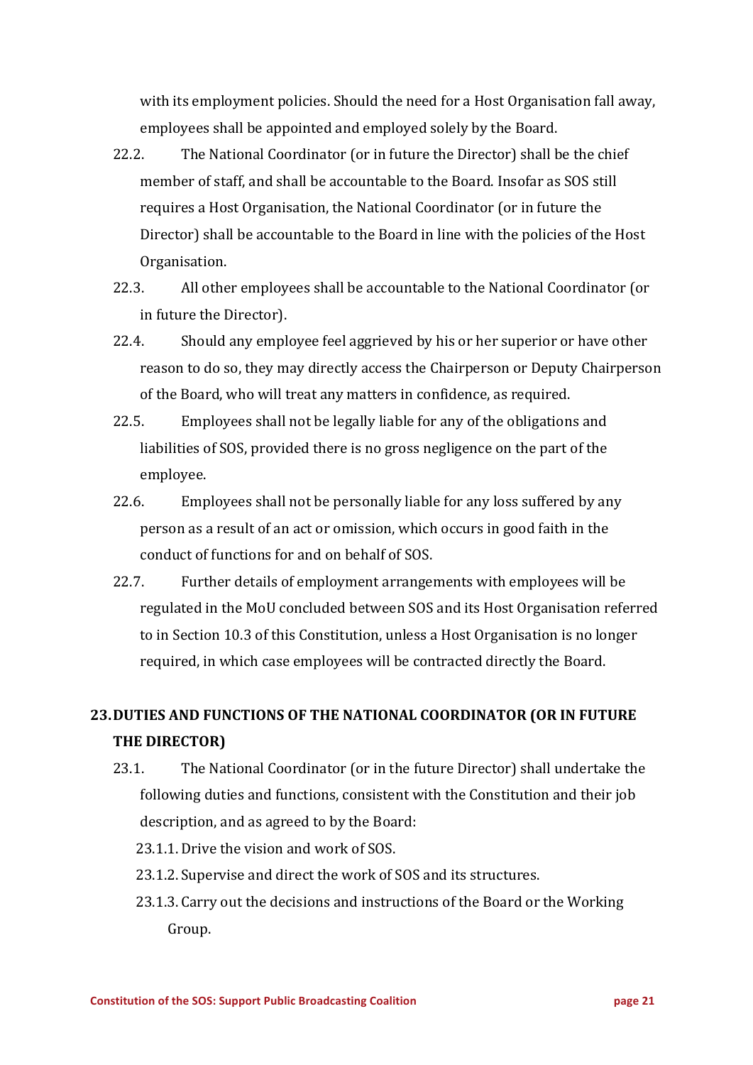with its employment policies. Should the need for a Host Organisation fall away, employees shall be appointed and employed solely by the Board.

22.2. The National Coordinator (or in future the Director) shall be the chief member of staff, and shall be accountable to the Board. Insofar as SOS still requires a Host Organisation, the National Coordinator (or in future the Director) shall be accountable to the Board in line with the policies of the Host Organisation.

22.3. All other employees shall be accountable to the National Coordinator (or in future the Director).

22.4. Should any employee feel aggrieved by his or her superior or have other reason to do so, they may directly access the Chairperson or Deputy Chairperson of the Board, who will treat any matters in confidence, as required.

22.5. Employees shall not be legally liable for any of the obligations and liabilities of SOS, provided there is no gross negligence on the part of the employee.

22.6. Employees shall not be personally liable for any loss suffered by any person as a result of an act or omission, which occurs in good faith in the conduct of functions for and on behalf of SOS.

22.7. Further details of employment arrangements with employees will be regulated in the MoU concluded between SOS and its Host Organisation referred to in Section 10.3 of this Constitution, unless a Host Organisation is no longer required, in which case employees will be contracted directly the Board.

## 23. DUTIES AND FUNCTIONS OF THE NATIONAL COORDINATOR (OR IN FUTURE THE DIRECTOR)

23.1. The National Coordinator (or in the future Director) shall undertake the following duties and functions, consistent with the Constitution and their job description, and as agreed to by the Board:

23.1.1. Drive the vision and work of SOS.

23.1.2. Supervise and direct the work of SOS and its structures.

23.1.3. Carry out the decisions and instructions of the Board or the Working Group.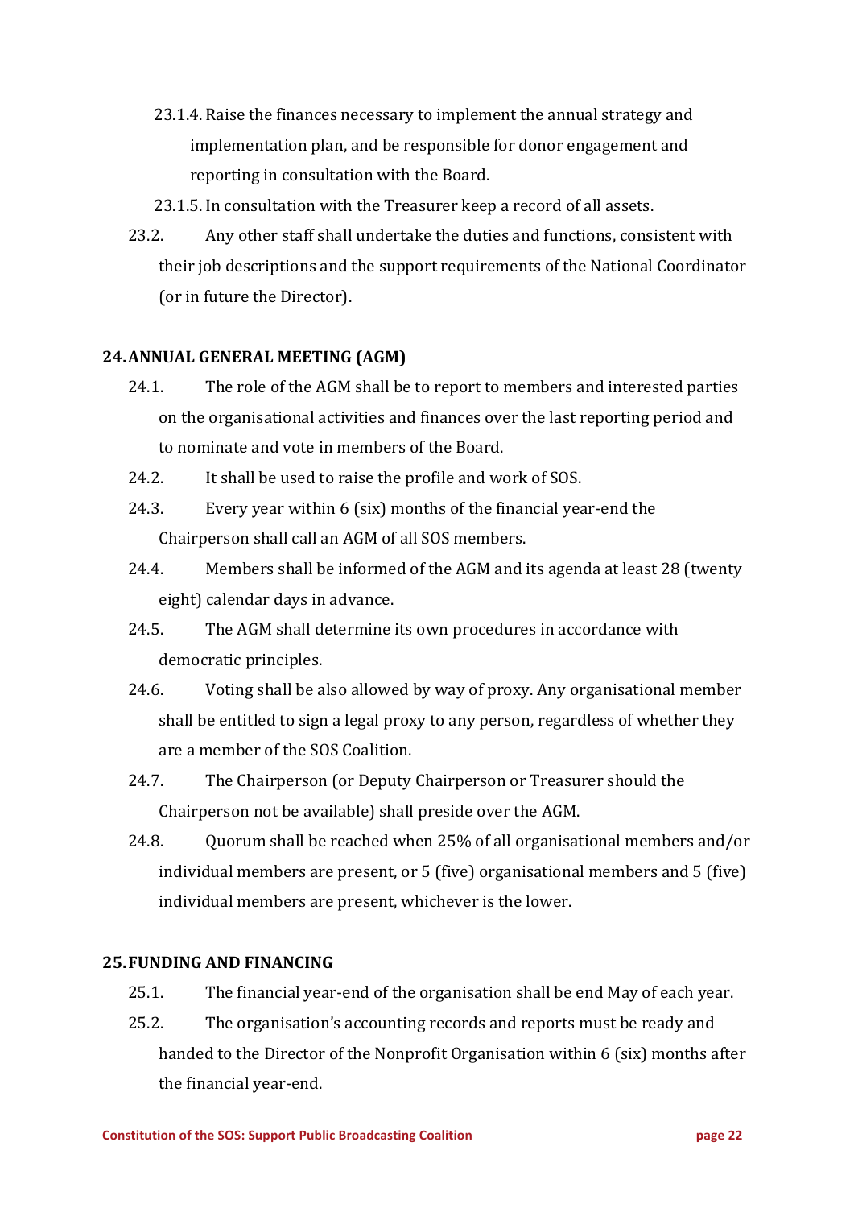23.1.4. Raise the finances necessary to implement the annual strategy and implementation plan, and be responsible for donor engagement and reporting in consultation with the Board.

23.1.5. In consultation with the Treasurer keep a record of all assets.

23.2. Any other staff shall undertake the duties and functions, consistent with their job descriptions and the support requirements of the National Coordinator (or in future the Director).

## 24. ANNUAL GENERAL MEETING (AGM)

24.1. The role of the AGM shall be to report to members and interested parties on the organisational activities and finances over the last reporting period and to nominate and vote in members of the Board.

24.2. It shall be used to raise the profile and work of SOS.

24.3. Every year within 6 (six) months of the financial year-end the Chairperson shall call an AGM of all SOS members.

24.4. Members shall be informed of the AGM and its agenda at least 28 (twenty eight) calendar days in advance.

24.5. The AGM shall determine its own procedures in accordance with democratic principles.

24.6. Voting shall be also allowed by way of proxy. Any organisational member shall be entitled to sign a legal proxy to any person, regardless of whether they are a member of the SOS Coalition.

24.7. The Chairperson (or Deputy Chairperson or Treasurer should the Chairperson not be available) shall preside over the AGM.

24.8. Quorum shall be reached when 25% of all organisational members and/or individual members are present, or 5 (five) organisational members and 5 (five) individual members are present, whichever is the lower.

## 25. FUNDING AND FINANCING

25.1. The financial year-end of the organisation shall be end May of each year.

25.2. The organisation's accounting records and reports must be ready and handed to the Director of the Nonprofit Organisation within 6 (six) months after the financial year-end.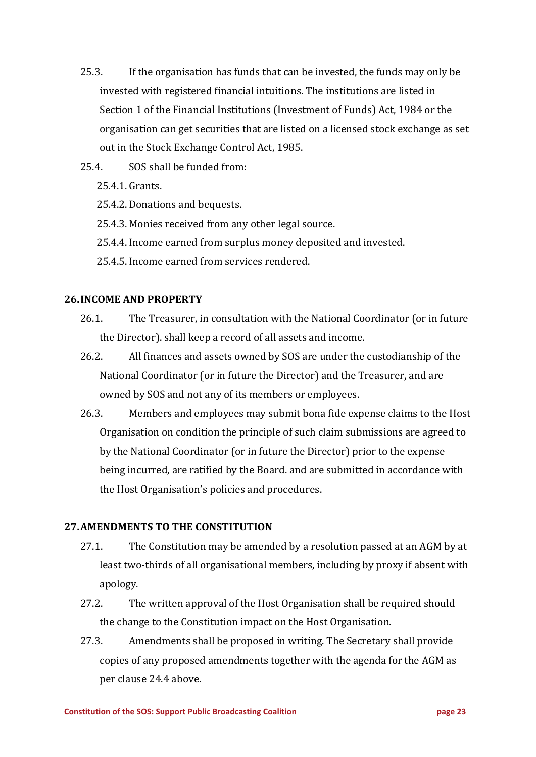25.3. If the organisation has funds that can be invested, the funds may only be invested with registered financial intuitions. The institutions are listed in Section 1 of the Financial Institutions (Investment of Funds) Act, 1984 or the organisation can get securities that are listed on a licensed stock exchange as set out in the Stock Exchange Control Act, 1985.

25.4. SOS shall be funded from:

25.4.1. Grants.

25.4.2. Donations and bequests.

25.4.3. Monies received from any other legal source.

25.4.4. Income earned from surplus money deposited and invested.

25.4.5. Income earned from services rendered.

## 26. INCOME AND PROPERTY

26.1. The Treasurer, in consultation with the National Coordinator (or in future the Director). shall keep a record of all assets and income.

26.2. All finances and assets owned by SOS are under the custodianship of the National Coordinator (or in future the Director) and the Treasurer, and are owned by SOS and not any of its members or employees.

26.3. Members and employees may submit bona fide expense claims to the Host Organisation on condition the principle of such claim submissions are agreed to by the National Coordinator (or in future the Director) prior to the expense being incurred, are ratified by the Board. and are submitted in accordance with the Host Organisation's policies and procedures.

## 27. AMENDMENTS TO THE CONSTITUTION

27.1. The Constitution may be amended by a resolution passed at an AGM by at least two-thirds of all organisational members, including by proxy if absent with apology.

27.2. The written approval of the Host Organisation shall be required should the change to the Constitution impact on the Host Organisation.

27.3. Amendments shall be proposed in writing. The Secretary shall provide copies of any proposed amendments together with the agenda for the AGM as per clause 24.4 above.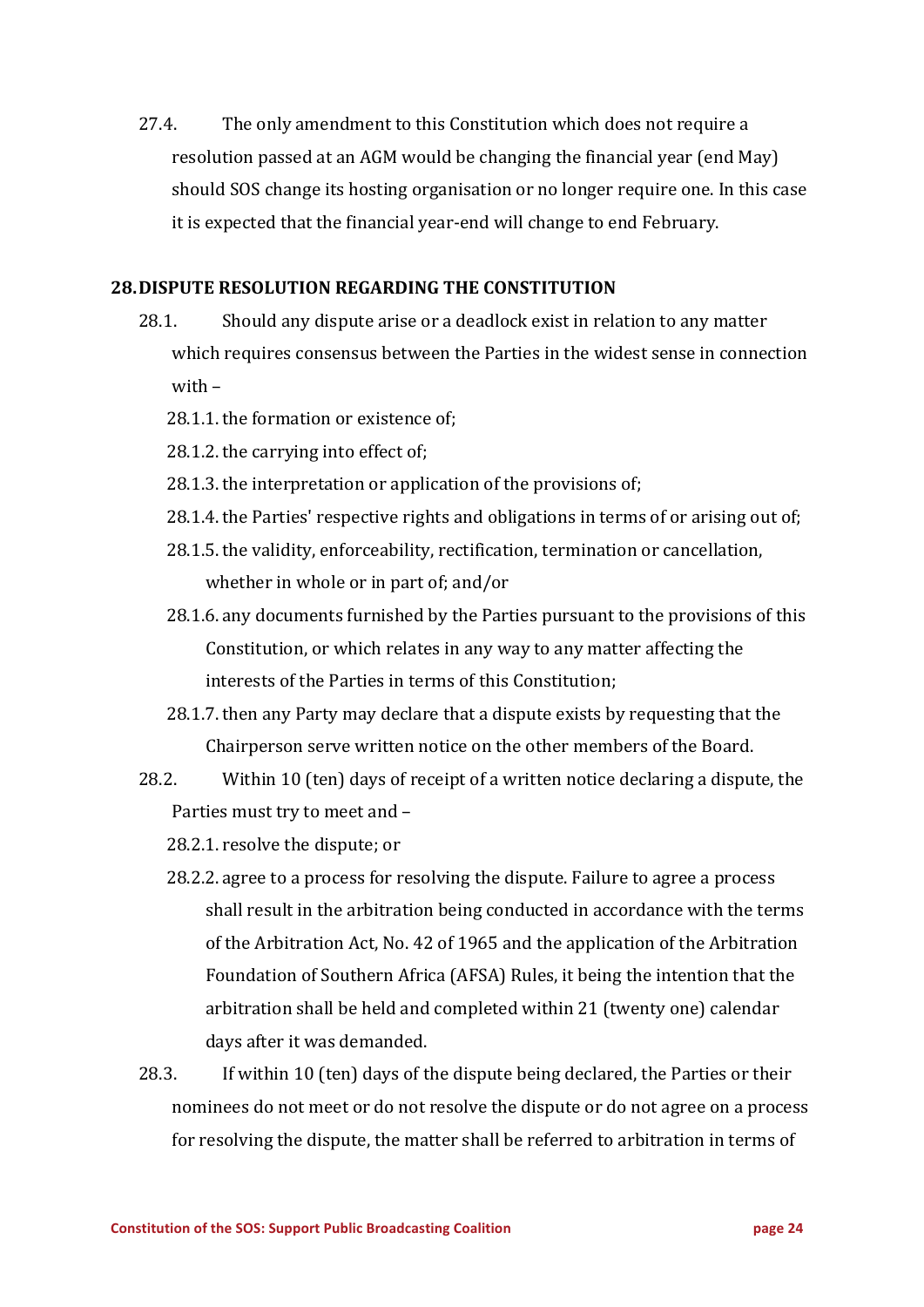27.4. The only amendment to this Constitution which does not require a resolution passed at an AGM would be changing the financial year (end May) should SOS change its hosting organisation or no longer require one. In this case it is expected that the financial year-end will change to end February.

## 28. DISPUTE RESOLUTION REGARDING THE CONSTITUTION

28.1. Should any dispute arise or a deadlock exist in relation to any matter which requires consensus between the Parties in the widest sense in connection with –

- 28.1.1. the formation or existence of;
- 28.1.2. the carrying into effect of;
- 28.1.3. the interpretation or application of the provisions of;
- 28.1.4. the Parties' respective rights and obligations in terms of or arising out of;
- 28.1.5. the validity, enforceability, rectification, termination or cancellation, whether in whole or in part of; and/or
- 28.1.6. any documents furnished by the Parties pursuant to the provisions of this Constitution, or which relates in any way to any matter affecting the interests of the Parties in terms of this Constitution;
- 28.1.7. then any Party may declare that a dispute exists by requesting that the Chairperson serve written notice on the other members of the Board.

28.2. Within 10 (ten) days of receipt of a written notice declaring a dispute, the Parties must try to meet and –

- 28.2.1. resolve the dispute; or
- 28.2.2. agree to a process for resolving the dispute. Failure to agree a process shall result in the arbitration being conducted in accordance with the terms of the Arbitration Act, No. 42 of 1965 and the application of the Arbitration Foundation of Southern Africa (AFSA) Rules, it being the intention that the arbitration shall be held and completed within 21 (twenty one) calendar days after it was demanded.

28.3. If within 10 (ten) days of the dispute being declared, the Parties or their nominees do not meet or do not resolve the dispute or do not agree on a process for resolving the dispute, the matter shall be referred to arbitration in terms of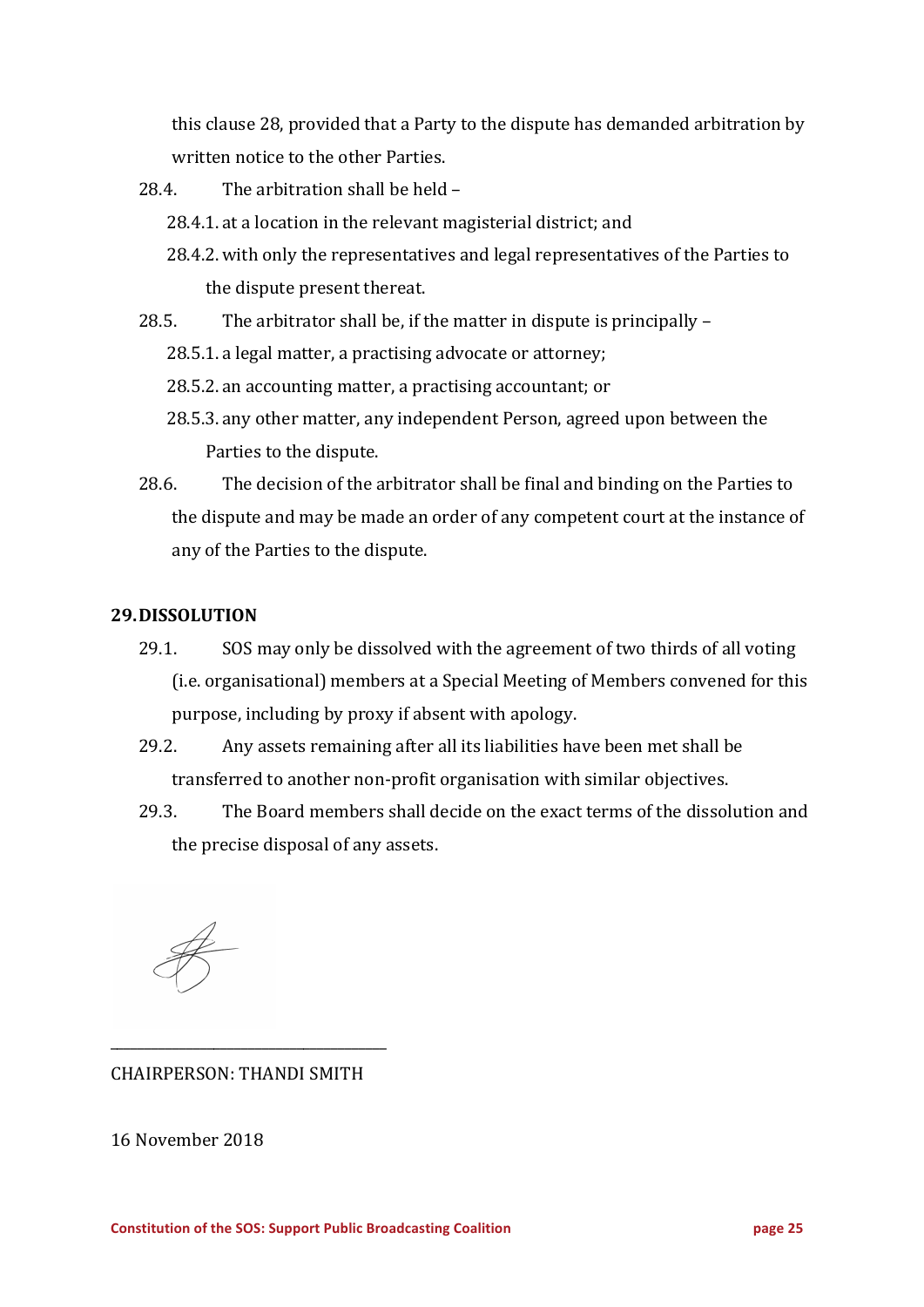this clause 28, provided that a Party to the dispute has demanded arbitration by written notice to the other Parties.

28.4. The arbitration shall be held –

28.4.1. at a location in the relevant magisterial district; and

28.4.2. with only the representatives and legal representatives of the Parties to the dispute present thereat.

28.5. The arbitrator shall be, if the matter in dispute is principally –

28.5.1. a legal matter, a practising advocate or attorney;

28.5.2. an accounting matter, a practising accountant; or

28.5.3. any other matter, any independent Person, agreed upon between the Parties to the dispute.

28.6. The decision of the arbitrator shall be final and binding on the Parties to the dispute and may be made an order of any competent court at the instance of any of the Parties to the dispute.

## 29. DISSOLUTION

29.1. SOS may only be dissolved with the agreement of two thirds of all voting (i.e. organisational) members at a Special Meeting of Members convened for this purpose, including by proxy if absent with apology.

29.2. Any assets remaining after all its liabilities have been met shall be transferred to another non-profit organisation with similar objectives.

29.3. The Board members shall decide on the exact terms of the dissolution and the precise disposal of any assets.

___________________________________

CHAIRPERSON: THANDI SMITH

16 November 2018